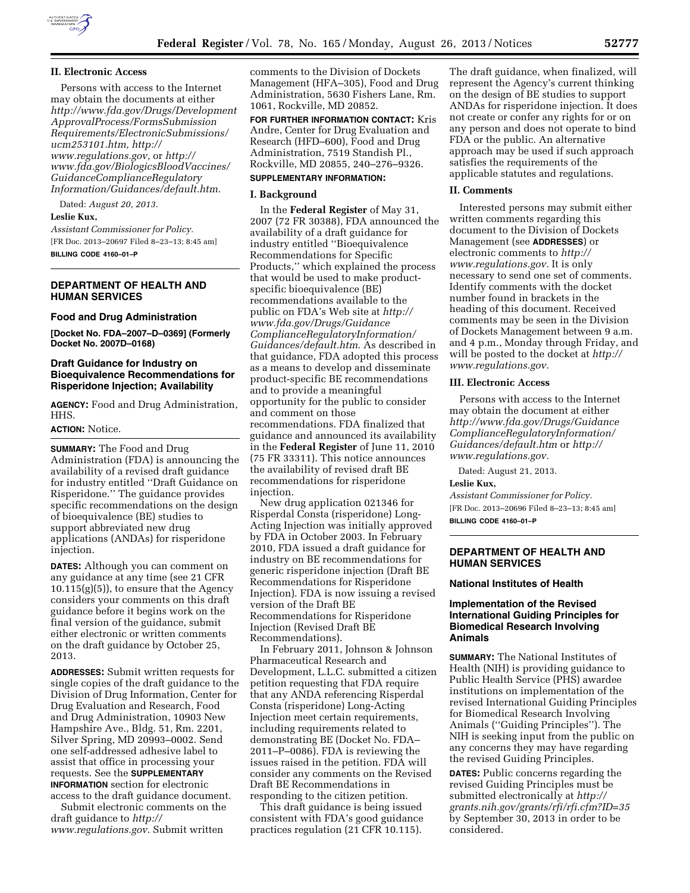## II. Electronic Access

Persons with access to the Internet may obtain the documents at either *http://www.fda.gov/Drugs/DevelopmentApprovalProcess/FormsSubmissionRequirements/ElectronicSubmissions/ucm253101.htm, http://www.regulations.gov,* or *http://www.fda.gov/BiologicsBloodVaccines/GuidanceComplianceRegulatoryInformation/Guidances/default.htm.*

Dated: *August 20, 2013.*

**Leslie Kux,**

*Assistant Commissioner for Policy.*

[FR Doc. 2013–20697 Filed 8–23–13; 8:45 am]

**BILLING CODE 4160–01–P**

---

## DEPARTMENT OF HEALTH AND HUMAN SERVICES

### Food and Drug Administration

**[Docket No. FDA–2007–D–0369] (Formerly Docket No. 2007D–0168)**

### Draft Guidance for Industry on Bioequivalence Recommendations for Risperidone Injection; Availability

**AGENCY:** Food and Drug Administration, HHS.

**ACTION:** Notice.

**SUMMARY:** The Food and Drug Administration (FDA) is announcing the availability of a revised draft guidance for industry entitled ''Draft Guidance on Risperidone.'' The guidance provides specific recommendations on the design of bioequivalence (BE) studies to support abbreviated new drug applications (ANDAs) for risperidone injection.

**DATES:** Although you can comment on any guidance at any time (see 21 CFR 10.115(g)(5)), to ensure that the Agency considers your comments on this draft guidance before it begins work on the final version of the guidance, submit either electronic or written comments on the draft guidance by October 25, 2013.

**ADDRESSES:** Submit written requests for single copies of the draft guidance to the Division of Drug Information, Center for Drug Evaluation and Research, Food and Drug Administration, 10903 New Hampshire Ave., Bldg. 51, Rm. 2201, Silver Spring, MD 20993–0002. Send one self-addressed adhesive label to assist that office in processing your requests. See the **SUPPLEMENTARY INFORMATION** section for electronic access to the draft guidance document.

Submit electronic comments on the draft guidance to *http://www.regulations.gov.* Submit written comments to the Division of Dockets Management (HFA–305), Food and Drug Administration, 5630 Fishers Lane, Rm. 1061, Rockville, MD 20852.

**FOR FURTHER INFORMATION CONTACT:** Kris Andre, Center for Drug Evaluation and Research (HFD–600), Food and Drug Administration, 7519 Standish Pl., Rockville, MD 20855, 240–276–9326.

**SUPPLEMENTARY INFORMATION:**

### I. Background

In the **Federal Register** of May 31, 2007 (72 FR 30388), FDA announced the availability of a draft guidance for industry entitled ''Bioequivalence Recommendations for Specific Products,'' which explained the process that would be used to make product-specific bioequivalence (BE) recommendations available to the public on FDA's Web site at *http://www.fda.gov/Drugs/GuidanceComplianceRegulatoryInformation/Guidances/default.htm.* As described in that guidance, FDA adopted this process as a means to develop and disseminate product-specific BE recommendations and to provide a meaningful opportunity for the public to consider and comment on those recommendations. FDA finalized that guidance and announced its availability in the **Federal Register** of June 11, 2010 (75 FR 33311). This notice announces the availability of revised draft BE recommendations for risperidone injection.

New drug application 021346 for Risperdal Consta (risperidone) Long-Acting Injection was initially approved by FDA in October 2003. In February 2010, FDA issued a draft guidance for industry on BE recommendations for generic risperidone injection (Draft BE Recommendations for Risperidone Injection). FDA is now issuing a revised version of the Draft BE Recommendations for Risperidone Injection (Revised Draft BE Recommendations).

In February 2011, Johnson & Johnson Pharmaceutical Research and Development, L.L.C. submitted a citizen petition requesting that FDA require that any ANDA referencing Risperdal Consta (risperidone) Long-Acting Injection meet certain requirements, including requirements related to demonstrating BE (Docket No. FDA–2011–P–0086). FDA is reviewing the issues raised in the petition. FDA will consider any comments on the Revised Draft BE Recommendations in responding to the citizen petition.

This draft guidance is being issued consistent with FDA's good guidance practices regulation (21 CFR 10.115). The draft guidance, when finalized, will represent the Agency's current thinking on the design of BE studies to support ANDAs for risperidone injection. It does not create or confer any rights for or on any person and does not operate to bind FDA or the public. An alternative approach may be used if such approach satisfies the requirements of the applicable statutes and regulations.

### II. Comments

Interested persons may submit either written comments regarding this document to the Division of Dockets Management (see **ADDRESSES**) or electronic comments to *http://www.regulations.gov.* It is only necessary to send one set of comments. Identify comments with the docket number found in brackets in the heading of this document. Received comments may be seen in the Division of Dockets Management between 9 a.m. and 4 p.m., Monday through Friday, and will be posted to the docket at *http://www.regulations.gov.*

### III. Electronic Access

Persons with access to the Internet may obtain the document at either *http://www.fda.gov/Drugs/GuidanceComplianceRegulatoryInformation/Guidances/default.htm* or *http://www.regulations.gov.*

Dated: August 21, 2013.

**Leslie Kux,**

*Assistant Commissioner for Policy.*

[FR Doc. 2013–20696 Filed 8–23–13; 8:45 am]

**BILLING CODE 4160–01–P**

---

## DEPARTMENT OF HEALTH AND HUMAN SERVICES

### National Institutes of Health

### Implementation of the Revised International Guiding Principles for Biomedical Research Involving Animals

**SUMMARY:** The National Institutes of Health (NIH) is providing guidance to Public Health Service (PHS) awardee institutions on implementation of the revised International Guiding Principles for Biomedical Research Involving Animals (''Guiding Principles''). The NIH is seeking input from the public on any concerns they may have regarding the revised Guiding Principles.

**DATES:** Public concerns regarding the revised Guiding Principles must be submitted electronically at *http://grants.nih.gov/grants/rfi/rfi.cfm?ID=35* by September 30, 2013 in order to be considered.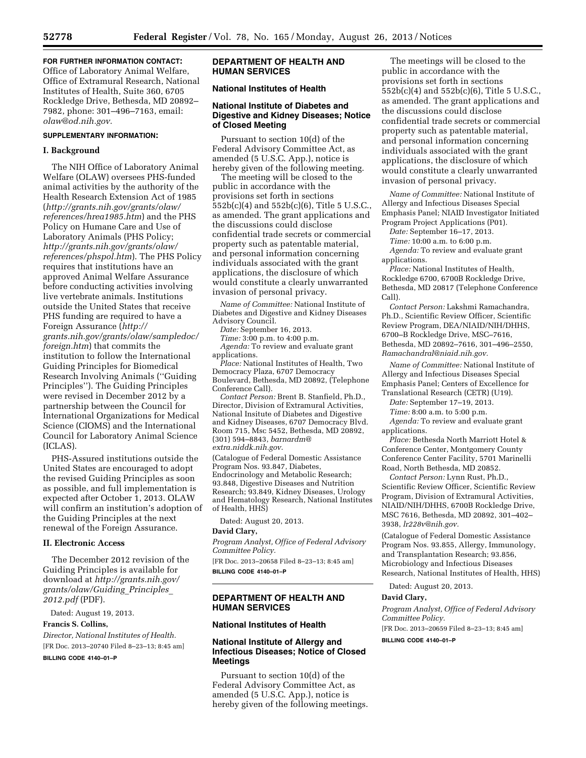**FOR FURTHER INFORMATION CONTACT:** Office of Laboratory Animal Welfare, Office of Extramural Research, National Institutes of Health, Suite 360, 6705 Rockledge Drive, Bethesda, MD 20892–7982, phone: 301–496–7163, email: *olaw@od.nih.gov*.

**SUPPLEMENTARY INFORMATION:**

### I. Background

The NIH Office of Laboratory Animal Welfare (OLAW) oversees PHS-funded animal activities by the authority of the Health Research Extension Act of 1985 (*http://grants.nih.gov/grants/olaw/references/hrea1985.htm*) and the PHS Policy on Humane Care and Use of Laboratory Animals (PHS Policy; *http://grants.nih.gov/grants/olaw/references/phspol.htm*). The PHS Policy requires that institutions have an approved Animal Welfare Assurance before conducting activities involving live vertebrate animals. Institutions outside the United States that receive PHS funding are required to have a Foreign Assurance (*http://grants.nih.gov/grants/olaw/sampledoc/foreign.htm*) that commits the institution to follow the International Guiding Principles for Biomedical Research Involving Animals (''Guiding Principles''). The Guiding Principles were revised in December 2012 by a partnership between the Council for International Organizations for Medical Science (CIOMS) and the International Council for Laboratory Animal Science (ICLAS).

PHS-Assured institutions outside the United States are encouraged to adopt the revised Guiding Principles as soon as possible, and full implementation is expected after October 1, 2013. OLAW will confirm an institution's adoption of the Guiding Principles at the next renewal of the Foreign Assurance.

### II. Electronic Access

The December 2012 revision of the Guiding Principles is available for download at *http://grants.nih.gov/grants/olaw/Guiding_Principles_2012.pdf* (PDF).

Dated: August 19, 2013.

**Francis S. Collins,**

*Director, National Institutes of Health.*

[FR Doc. 2013–20740 Filed 8–23–13; 8:45 am]

**BILLING CODE 4140–01–P**

## DEPARTMENT OF HEALTH AND HUMAN SERVICES

### National Institutes of Health

### National Institute of Diabetes and Digestive and Kidney Diseases; Notice of Closed Meeting

Pursuant to section 10(d) of the Federal Advisory Committee Act, as amended (5 U.S.C. App.), notice is hereby given of the following meeting.

The meeting will be closed to the public in accordance with the provisions set forth in sections 552b(c)(4) and 552b(c)(6), Title 5 U.S.C., as amended. The grant applications and the discussions could disclose confidential trade secrets or commercial property such as patentable material, and personal information concerning individuals associated with the grant applications, the disclosure of which would constitute a clearly unwarranted invasion of personal privacy.

*Name of Committee:* National Institute of Diabetes and Digestive and Kidney Diseases Advisory Council.

*Date:* September 16, 2013.

*Time:* 3:00 p.m. to 4:00 p.m.

*Agenda:* To review and evaluate grant applications.

*Place:* National Institutes of Health, Two Democracy Plaza, 6707 Democracy Boulevard, Bethesda, MD 20892, (Telephone Conference Call).

*Contact Person:* Brent B. Stanfield, Ph.D., Director, Division of Extramural Activities, National Insitute of Diabetes and Digestive and Kidney Diseases, 6707 Democracy Blvd. Room 715, Msc 5452, Bethesda, MD 20892, (301) 594–8843, *barnardm@extra.niddk.nih.gov*.

(Catalogue of Federal Domestic Assistance Program Nos. 93.847, Diabetes, Endocrinology and Metabolic Research; 93.848, Digestive Diseases and Nutrition Research; 93.849, Kidney Diseases, Urology and Hematology Research, National Institutes of Health, HHS)

Dated: August 20, 2013.

**David Clary,**

*Program Analyst, Office of Federal Advisory Committee Policy.*

[FR Doc. 2013–20658 Filed 8–23–13; 8:45 am]

**BILLING CODE 4140–01–P**

## DEPARTMENT OF HEALTH AND HUMAN SERVICES

### National Institutes of Health

### National Institute of Allergy and Infectious Diseases; Notice of Closed Meetings

Pursuant to section 10(d) of the Federal Advisory Committee Act, as amended (5 U.S.C. App.), notice is hereby given of the following meetings.

The meetings will be closed to the public in accordance with the provisions set forth in sections 552b(c)(4) and 552b(c)(6), Title 5 U.S.C., as amended. The grant applications and the discussions could disclose confidential trade secrets or commercial property such as patentable material, and personal information concerning individuals associated with the grant applications, the disclosure of which would constitute a clearly unwarranted invasion of personal privacy.

*Name of Committee:* National Institute of Allergy and Infectious Diseases Special Emphasis Panel; NIAID Investigator Initiated Program Project Applications (P01).

*Date:* September 16–17, 2013.

*Time:* 10:00 a.m. to 6:00 p.m.

*Agenda:* To review and evaluate grant applications.

*Place:* National Institutes of Health, Rockledge 6700, 6700B Rockledge Drive, Bethesda, MD 20817 (Telephone Conference Call).

*Contact Person:* Lakshmi Ramachandra, Ph.D., Scientific Review Officer, Scientific Review Program, DEA/NIAID/NIH/DHHS, 6700–B Rockledge Drive, MSC–7616, Bethesda, MD 20892–7616, 301–496–2550, *Ramachandral@niaid.nih.gov.*

*Name of Committee:* National Institute of Allergy and Infectious Diseases Special Emphasis Panel; Centers of Excellence for Translational Research (CETR) (U19).

*Date:* September 17–19, 2013.

*Time:* 8:00 a.m. to 5:00 p.m.

*Agenda:* To review and evaluate grant applications.

*Place:* Bethesda North Marriott Hotel & Conference Center, Montgomery County Conference Center Facility, 5701 Marinelli Road, North Bethesda, MD 20852.

*Contact Person:* Lynn Rust, Ph.D., Scientific Review Officer, Scientific Review Program, Division of Extramural Activities, NIAID/NIH/DHHS, 6700B Rockledge Drive, MSC 7616, Bethesda, MD 20892, 301–402–3938, *lr228v@nih.gov.*

(Catalogue of Federal Domestic Assistance Program Nos. 93.855, Allergy, Immunology, and Transplantation Research; 93.856, Microbiology and Infectious Diseases Research, National Institutes of Health, HHS)

Dated: August 20, 2013.

**David Clary,**

*Program Analyst, Office of Federal Advisory Committee Policy.*

[FR Doc. 2013–20659 Filed 8–23–13; 8:45 am]

**BILLING CODE 4140–01–P**